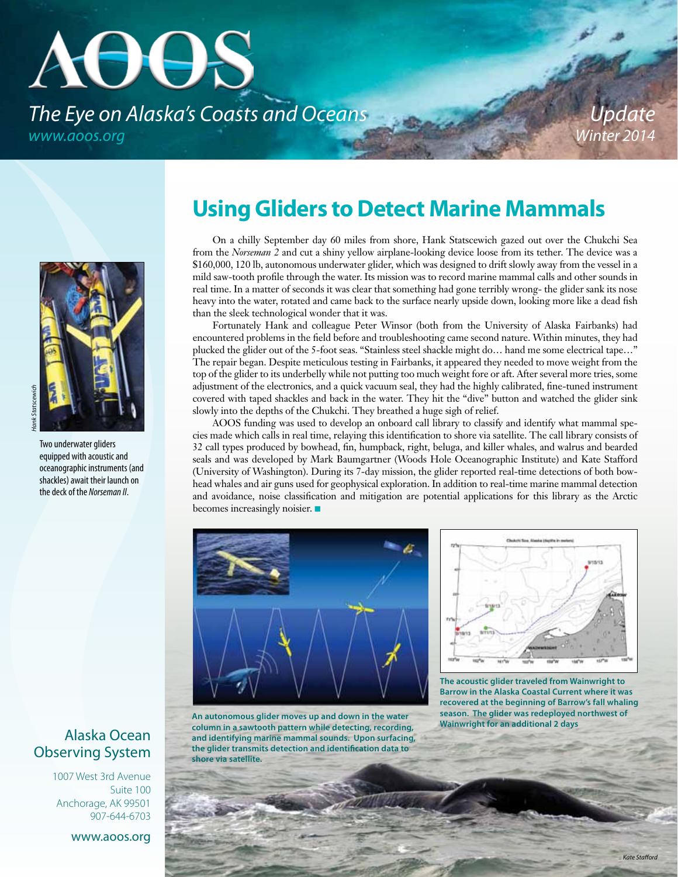# AOOS

*The Eye on Alaska's Coasts and Oceans*

*www.aoos.org*

*Update*
*Winter 2014*

## Using Gliders to Detect Marine Mammals

On a chilly September day 60 miles from shore, Hank Statscewich gazed out over the Chukchi Sea from the *Norseman 2* and cut a shiny yellow airplane-looking device loose from its tether. The device was a $160,000, 120 lb, autonomous underwater glider, which was designed to drift slowly away from the vessel in a mild saw-tooth profile through the water. Its mission was to record marine mammal calls and other sounds in real time. In a matter of seconds it was clear that something had gone terribly wrong- the glider sank its nose heavy into the water, rotated and came back to the surface nearly upside down, looking more like a dead fish than the sleek technological wonder that it was.

Fortunately Hank and colleague Peter Winsor (both from the University of Alaska Fairbanks) had encountered problems in the field before and troubleshooting came second nature. Within minutes, they had plucked the glider out of the 5-foot seas. "Stainless steel shackle might do… hand me some electrical tape…" The repair began. Despite meticulous testing in Fairbanks, it appeared they needed to move weight from the top of the glider to its underbelly while not putting too much weight fore or aft. After several more tries, some adjustment of the electronics, and a quick vacuum seal, they had the highly calibrated, fine-tuned instrument covered with taped shackles and back in the water. They hit the "dive" button and watched the glider sink slowly into the depths of the Chukchi. They breathed a huge sigh of relief.

AOOS funding was used to develop an onboard call library to classify and identify what mammal species made which calls in real time, relaying this identification to shore via satellite. The call library consists of 32 call types produced by bowhead, fin, humpback, right, beluga, and killer whales, and walrus and bearded seals and was developed by Mark Baumgartner (Woods Hole Oceanographic Institute) and Kate Stafford (University of Washington). During its 7-day mission, the glider reported real-time detections of both bowhead whales and air guns used for geophysical exploration. In addition to real-time marine mammal detection and avoidance, noise classification and mitigation are potential applications for this library as the Arctic becomes increasingly noisier. ■

*Hank Statscewich*

Two underwater gliders equipped with acoustic and oceanographic instruments (and shackles) await their launch on the deck of the *Norseman II*.

An autonomous glider moves up and down in the water column in a sawtooth pattern while detecting, recording, and identifying marine mammal sounds. Upon surfacing, the glider transmits detection and identification data to shore via satellite.

The acoustic glider traveled from Wainwright to Barrow in the Alaska Coastal Current where it was recovered at the beginning of Barrow's fall whaling season. The glider was redeployed northwest of Wainwright for an additional 2 days

*Kate Stafford*

## Alaska Ocean Observing System

1007 West 3rd Avenue
Suite 100
Anchorage, AK 99501
907-644-6703

www.aoos.org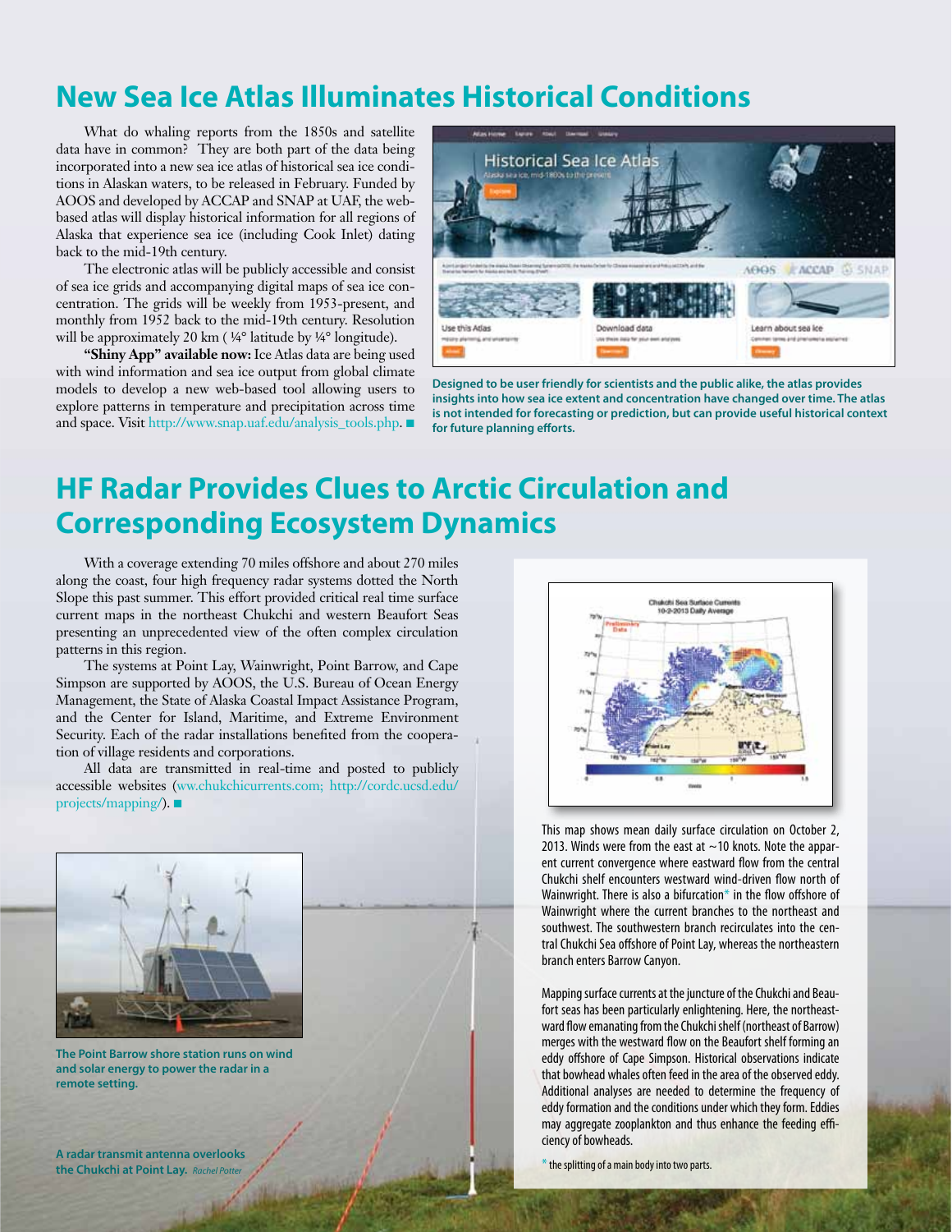## New Sea Ice Atlas Illuminates Historical Conditions

What do whaling reports from the 1850s and satellite data have in common? They are both part of the data being incorporated into a new sea ice atlas of historical sea ice conditions in Alaskan waters, to be released in February. Funded by AOOS and developed by ACCAP and SNAP at UAF, the web-based atlas will display historical information for all regions of Alaska that experience sea ice (including Cook Inlet) dating back to the mid-19th century.

The electronic atlas will be publicly accessible and consist of sea ice grids and accompanying digital maps of sea ice concentration. The grids will be weekly from 1953-present, and monthly from 1952 back to the mid-19th century. Resolution will be approximately 20 km ( ¼° latitude by ¼° longitude).

**"Shiny App" available now:** Ice Atlas data are being used with wind information and sea ice output from global climate models to develop a new web-based tool allowing users to explore patterns in temperature and precipitation across time and space. Visit http://www.snap.uaf.edu/analysis_tools.php. ■

**Designed to be user friendly for scientists and the public alike, the atlas provides insights into how sea ice extent and concentration have changed over time. The atlas is not intended for forecasting or prediction, but can provide useful historical context for future planning efforts.**

## HF Radar Provides Clues to Arctic Circulation and Corresponding Ecosystem Dynamics

With a coverage extending 70 miles offshore and about 270 miles along the coast, four high frequency radar systems dotted the North Slope this past summer. This effort provided critical real time surface current maps in the northeast Chukchi and western Beaufort Seas presenting an unprecedented view of the often complex circulation patterns in this region.

The systems at Point Lay, Wainwright, Point Barrow, and Cape Simpson are supported by AOOS, the U.S. Bureau of Ocean Energy Management, the State of Alaska Coastal Impact Assistance Program, and the Center for Island, Maritime, and Extreme Environment Security. Each of the radar installations benefited from the cooperation of village residents and corporations.

All data are transmitted in real-time and posted to publicly accessible websites (ww.chukchicurrents.com; http://cordc.ucsd.edu/projects/mapping/). ■

**The Point Barrow shore station runs on wind and solar energy to power the radar in a remote setting.**

**A radar transmit antenna overlooks the Chukchi at Point Lay.** *Rachel Potter*

Chukchi Sea Surface Currents
10-2-2013 Daily Average

This map shows mean daily surface circulation on October 2, 2013. Winds were from the east at ~10 knots. Note the apparent current convergence where eastward flow from the central Chukchi shelf encounters westward wind-driven flow north of Wainwright. There is also a bifurcation* in the flow offshore of Wainwright where the current branches to the northeast and southwest. The southwestern branch recirculates into the central Chukchi Sea offshore of Point Lay, whereas the northeastern branch enters Barrow Canyon.

Mapping surface currents at the juncture of the Chukchi and Beaufort seas has been particularly enlightening. Here, the northeastward flow emanating from the Chukchi shelf (northeast of Barrow) merges with the westward flow on the Beaufort shelf forming an eddy offshore of Cape Simpson. Historical observations indicate that bowhead whales often feed in the area of the observed eddy. Additional analyses are needed to determine the frequency of eddy formation and the conditions under which they form. Eddies may aggregate zooplankton and thus enhance the feeding efficiency of bowheads.

\* the splitting of a main body into two parts.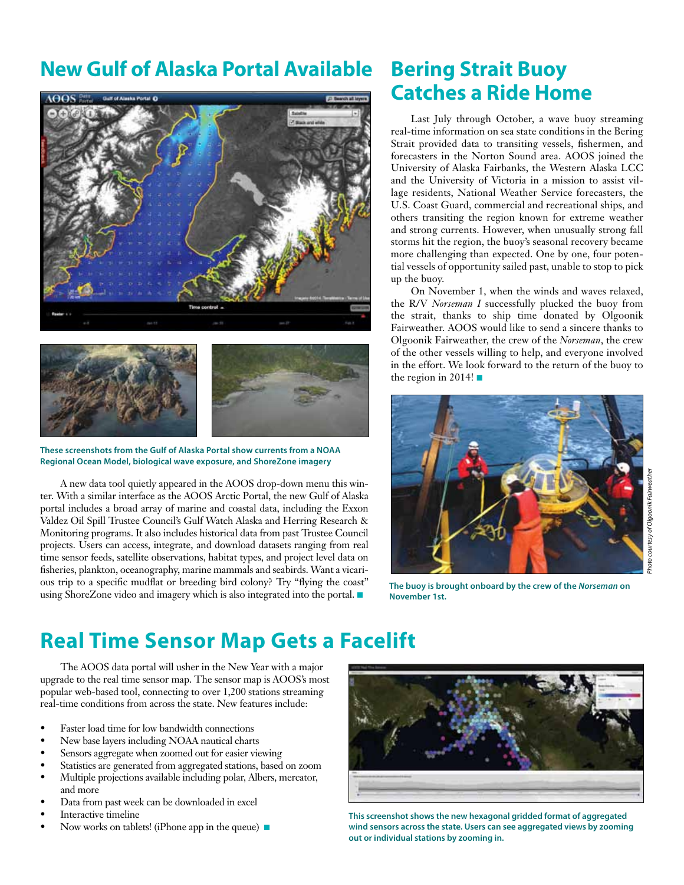## New Gulf of Alaska Portal Available

These screenshots from the Gulf of Alaska Portal show currents from a NOAA Regional Ocean Model, biological wave exposure, and ShoreZone imagery

A new data tool quietly appeared in the AOOS drop-down menu this winter. With a similar interface as the AOOS Arctic Portal, the new Gulf of Alaska portal includes a broad array of marine and coastal data, including the Exxon Valdez Oil Spill Trustee Council's Gulf Watch Alaska and Herring Research & Monitoring programs. It also includes historical data from past Trustee Council projects. Users can access, integrate, and download datasets ranging from real time sensor feeds, satellite observations, habitat types, and project level data on fisheries, plankton, oceanography, marine mammals and seabirds. Want a vicarious trip to a specific mudflat or breeding bird colony? Try "flying the coast" using ShoreZone video and imagery which is also integrated into the portal. ■

## Bering Strait Buoy Catches a Ride Home

Last July through October, a wave buoy streaming real-time information on sea state conditions in the Bering Strait provided data to transiting vessels, fishermen, and forecasters in the Norton Sound area. AOOS joined the University of Alaska Fairbanks, the Western Alaska LCC and the University of Victoria in a mission to assist village residents, National Weather Service forecasters, the U.S. Coast Guard, commercial and recreational ships, and others transiting the region known for extreme weather and strong currents. However, when unusually strong fall storms hit the region, the buoy's seasonal recovery became more challenging than expected. One by one, four potential vessels of opportunity sailed past, unable to stop to pick up the buoy.

On November 1, when the winds and waves relaxed, the R/V *Norseman I* successfully plucked the buoy from the strait, thanks to ship time donated by Olgoonik Fairweather. AOOS would like to send a sincere thanks to Olgoonik Fairweather, the crew of the *Norseman*, the crew of the other vessels willing to help, and everyone involved in the effort. We look forward to the return of the buoy to the region in 2014! ■

*Photo courtesy of Olgoonik Fairweather*

The buoy is brought onboard by the crew of the *Norseman* on November 1st.

## Real Time Sensor Map Gets a Facelift

The AOOS data portal will usher in the New Year with a major upgrade to the real time sensor map. The sensor map is AOOS's most popular web-based tool, connecting to over 1,200 stations streaming real-time conditions from across the state. New features include:

- Faster load time for low bandwidth connections
- New base layers including NOAA nautical charts
- Sensors aggregate when zoomed out for easier viewing
- Statistics are generated from aggregated stations, based on zoom
- Multiple projections available including polar, Albers, mercator, and more
- Data from past week can be downloaded in excel
- Interactive timeline
- Now works on tablets! (iPhone app in the queue) ■

This screenshot shows the new hexagonal gridded format of aggregated wind sensors across the state. Users can see aggregated views by zooming out or individual stations by zooming in.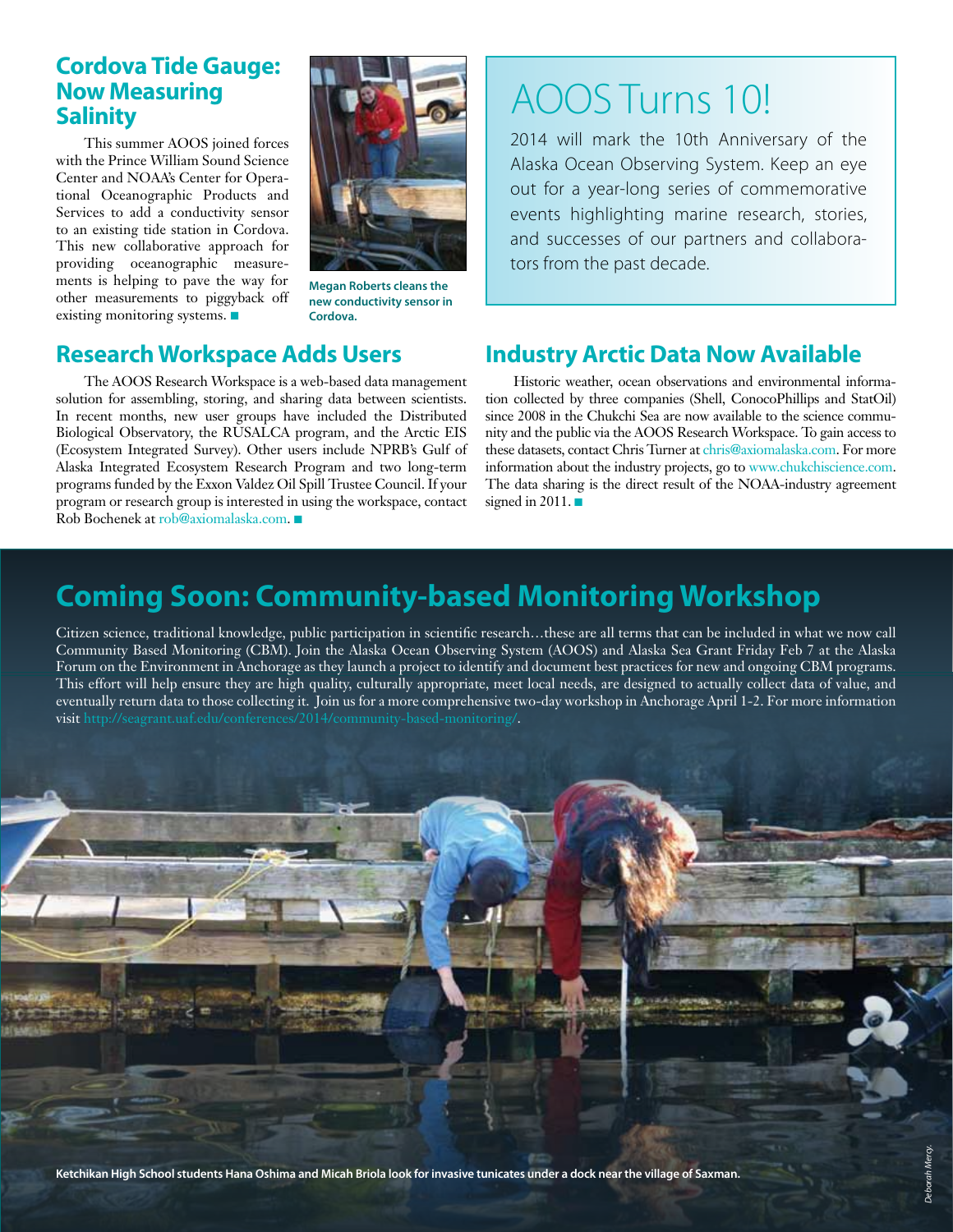## Cordova Tide Gauge: Now Measuring Salinity

This summer AOOS joined forces with the Prince William Sound Science Center and NOAA's Center for Operational Oceanographic Products and Services to add a conductivity sensor to an existing tide station in Cordova. This new collaborative approach for providing oceanographic measurements is helping to pave the way for other measurements to piggyback off existing monitoring systems. ■

Megan Roberts cleans the new conductivity sensor in Cordova.

# AOOS Turns 10!

2014 will mark the 10th Anniversary of the Alaska Ocean Observing System. Keep an eye out for a year-long series of commemorative events highlighting marine research, stories, and successes of our partners and collaborators from the past decade.

## Research Workspace Adds Users

The AOOS Research Workspace is a web-based data management solution for assembling, storing, and sharing data between scientists. In recent months, new user groups have included the Distributed Biological Observatory, the RUSALCA program, and the Arctic EIS (Ecosystem Integrated Survey). Other users include NPRB's Gulf of Alaska Integrated Ecosystem Research Program and two long-term programs funded by the Exxon Valdez Oil Spill Trustee Council. If your program or research group is interested in using the workspace, contact Rob Bochenek at rob@axiomalaska.com. ■

## Industry Arctic Data Now Available

Historic weather, ocean observations and environmental information collected by three companies (Shell, ConocoPhillips and StatOil) since 2008 in the Chukchi Sea are now available to the science community and the public via the AOOS Research Workspace. To gain access to these datasets, contact Chris Turner at chris@axiomalaska.com. For more information about the industry projects, go to www.chukchiscience.com. The data sharing is the direct result of the NOAA-industry agreement signed in 2011. ■

## Coming Soon: Community-based Monitoring Workshop

Citizen science, traditional knowledge, public participation in scientific research…these are all terms that can be included in what we now call Community Based Monitoring (CBM). Join the Alaska Ocean Observing System (AOOS) and Alaska Sea Grant Friday Feb 7 at the Alaska Forum on the Environment in Anchorage as they launch a project to identify and document best practices for new and ongoing CBM programs. This effort will help ensure they are high quality, culturally appropriate, meet local needs, are designed to actually collect data of value, and eventually return data to those collecting it. Join us for a more comprehensive two-day workshop in Anchorage April 1-2. For more information visit http://seagrant.uaf.edu/conferences/2014/community-based-monitoring/.

Ketchikan High School students Hana Oshima and Micah Briola look for invasive tunicates under a dock near the village of Saxman.

*Deborah Mercy.*